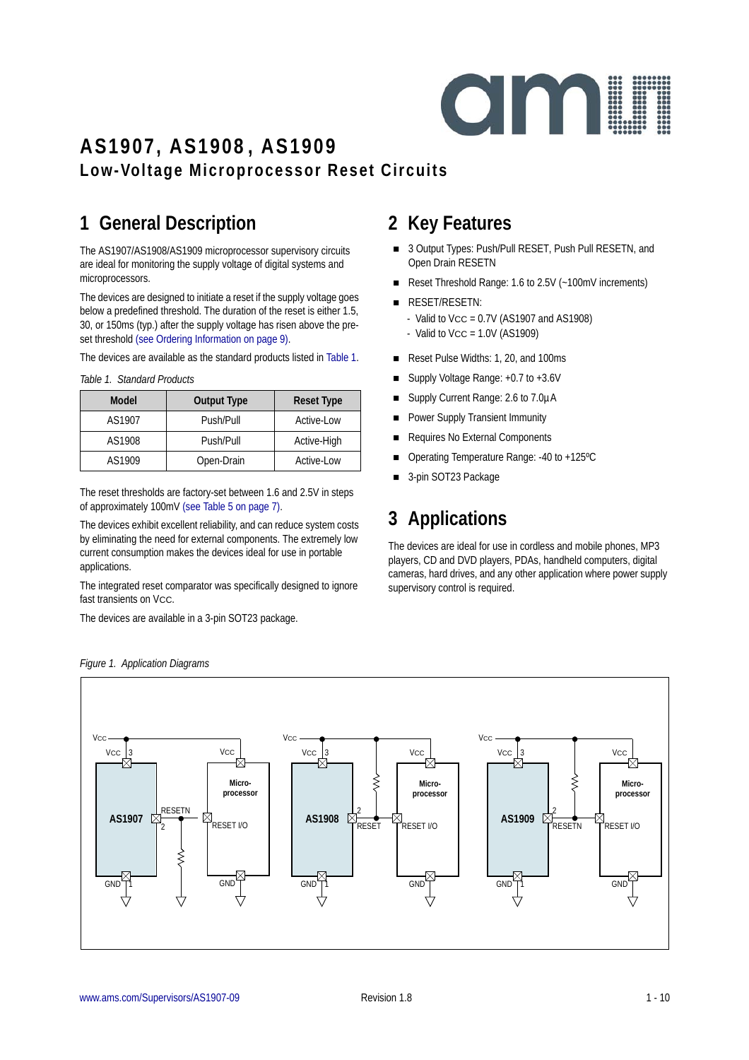# AS1907, AS1908, AS1909

## Low-Voltage Microprocessor Reset Circuits

## 1 General Description

The AS1907/AS1908/AS1909 microprocessor supervisory circuits are ideal for monitoring the supply voltage of digital systems and microprocessors.

The devices are designed to initiate a reset if the supply voltage goes below a predefined threshold. The duration of the reset is either 1.5, 30, or 150ms (typ.) after the supply voltage has risen above the pre-set threshold (see Ordering Information on page 9).

The devices are available as the standard products listed in Table 1.

*Table 1. Standard Products*

| Model | Output Type | Reset Type |
|---|---|---|
| AS1907 | Push/Pull | Active-Low |
| AS1908 | Push/Pull | Active-High |
| AS1909 | Open-Drain | Active-Low |

The reset thresholds are factory-set between 1.6 and 2.5V in steps of approximately 100mV (see Table 5 on page 7).

The devices exhibit excellent reliability, and can reduce system costs by eliminating the need for external components. The extremely low current consumption makes the devices ideal for use in portable applications.

The integrated reset comparator was specifically designed to ignore fast transients on $V_{CC}$.

The devices are available in a 3-pin SOT23 package.

## 2 Key Features

- 3 Output Types: Push/Pull RESET, Push Pull RESETN, and Open Drain RESETN
- Reset Threshold Range: 1.6 to 2.5V (~100mV increments)
- RESET/RESETN:
  - Valid to $V_{CC}$ = 0.7V (AS1907 and AS1908)
  - Valid to $V_{CC}$ = 1.0V (AS1909)
- Reset Pulse Widths: 1, 20, and 100ms
- Supply Voltage Range: +0.7 to +3.6V
- Supply Current Range: 2.6 to 7.0µA
- Power Supply Transient Immunity
- Requires No External Components
- Operating Temperature Range: -40 to +125ºC
- 3-pin SOT23 Package

## 3 Applications

The devices are ideal for use in cordless and mobile phones, MP3 players, CD and DVD players, PDAs, handheld computers, digital cameras, hard drives, and any other application where power supply supervisory control is required.

*Figure 1. Application Diagrams*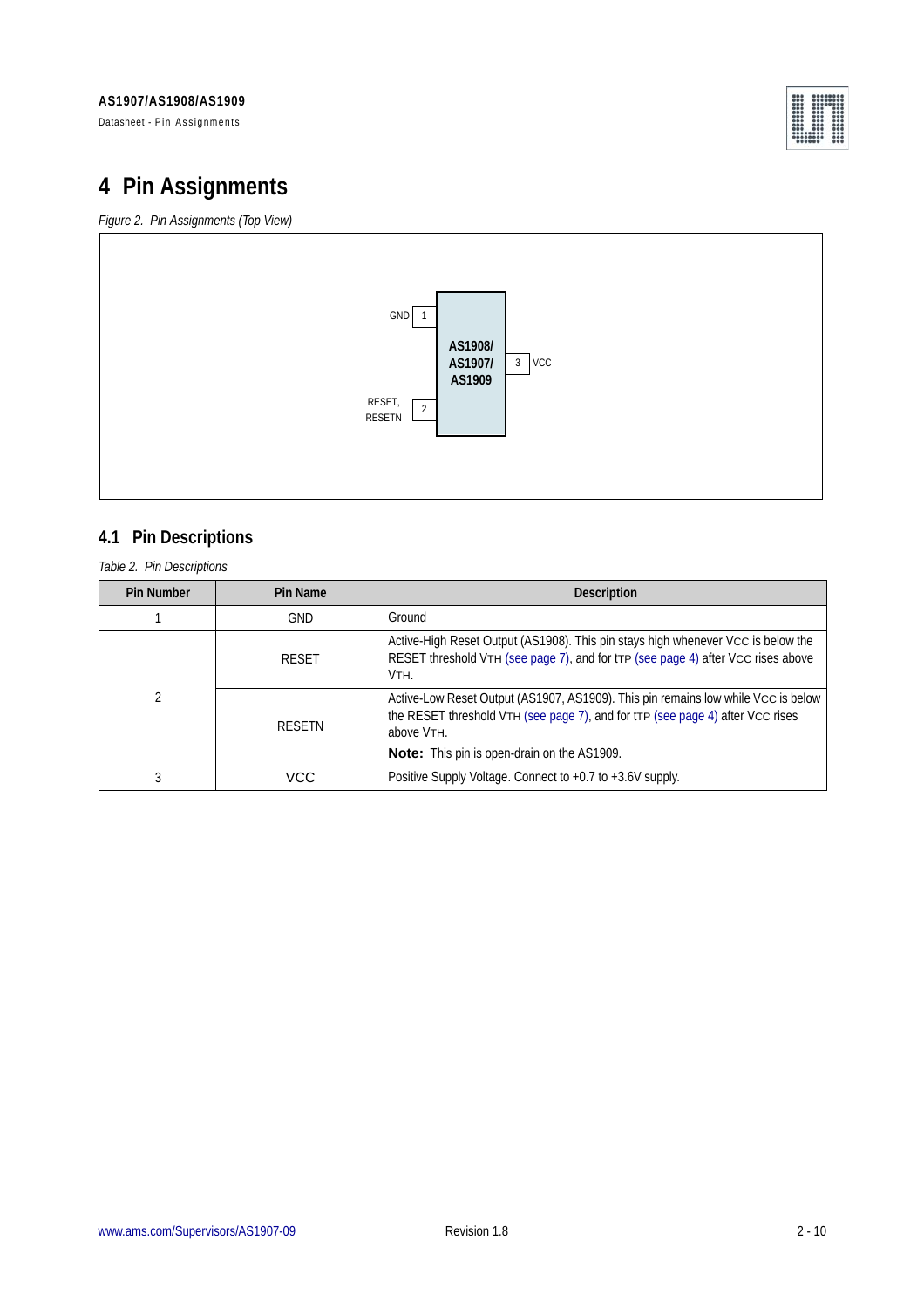# 4 Pin Assignments

*Figure 2. Pin Assignments (Top View)*

GND 1

RESET, RESETN 2

AS1908/ AS1907/ AS1909

3 VCC

## 4.1 Pin Descriptions

*Table 2. Pin Descriptions*

| Pin Number | Pin Name | Description |
|---|---|---|
| 1 | GND | Ground |
| 2 | RESET | Active-High Reset Output (AS1908). This pin stays high whenever $V_{CC}$ is below the RESET threshold $V_{TH}$ (see page 7), and for $t_{TP}$ (see page 4) after $V_{CC}$ rises above $V_{TH}$. |
| | RESETN | Active-Low Reset Output (AS1907, AS1909). This pin remains low while $V_{CC}$ is below the RESET threshold $V_{TH}$ (see page 7), and for $t_{TP}$ (see page 4) after $V_{CC}$ rises above $V_{TH}$. **Note:** This pin is open-drain on the AS1909. |
| 3 | VCC | Positive Supply Voltage. Connect to +0.7 to +3.6V supply. |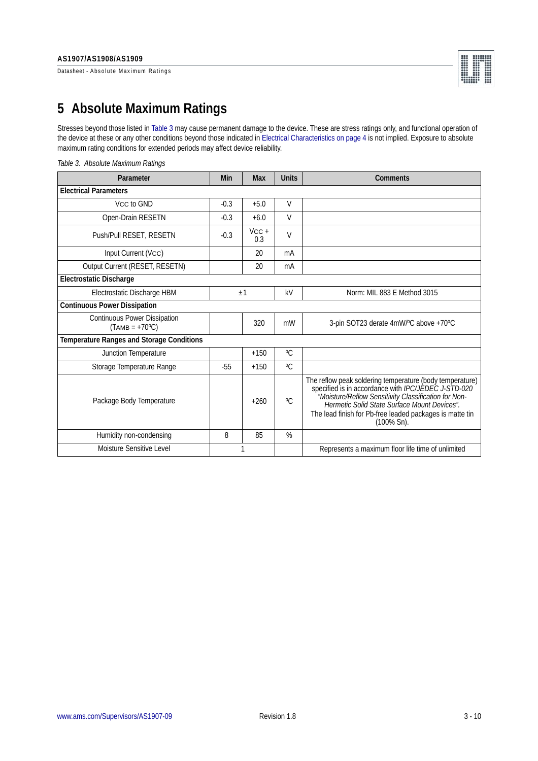# 5 Absolute Maximum Ratings

Stresses beyond those listed in Table 3 may cause permanent damage to the device. These are stress ratings only, and functional operation of the device at these or any other conditions beyond those indicated in Electrical Characteristics on page 4 is not implied. Exposure to absolute maximum rating conditions for extended periods may affect device reliability.

*Table 3. Absolute Maximum Ratings*

| Parameter | Min | Max | Units | Comments |
|---|---|---|---|---|
| **Electrical Parameters** | | | | |
| $V_{CC}$ to GND | -0.3 | +5.0 | V | |
| Open-Drain RESETN | -0.3 | +6.0 | V | |
| Push/Pull RESET, RESETN | -0.3 | $V_{CC}$ + 0.3 | V | |
| Input Current ($V_{CC}$) | | 20 | mA | |
| Output Current (RESET, RESETN) | | 20 | mA | |
| **Electrostatic Discharge** | | | | |
| Electrostatic Discharge HBM | ±1 | | kV | Norm: MIL 883 E Method 3015 |
| **Continuous Power Dissipation** | | | | |
| Continuous Power Dissipation ($T_{AMB}$ = +70ºC) | | 320 | mW | 3-pin SOT23 derate 4mW/ºC above +70ºC |
| **Temperature Ranges and Storage Conditions** | | | | |
| Junction Temperature | | +150 | ºC | |
| Storage Temperature Range | -55 | +150 | ºC | |
| Package Body Temperature | | +260 | ºC | The reflow peak soldering temperature (body temperature) specified is in accordance with *IPC/JEDEC J-STD-020 "Moisture/Reflow Sensitivity Classification for Non-Hermetic Solid State Surface Mount Devices".* The lead finish for Pb-free leaded packages is matte tin (100% Sn). |
| Humidity non-condensing | 8 | 85 | % | |
| Moisture Sensitive Level | 1 | | | Represents a maximum floor life time of unlimited |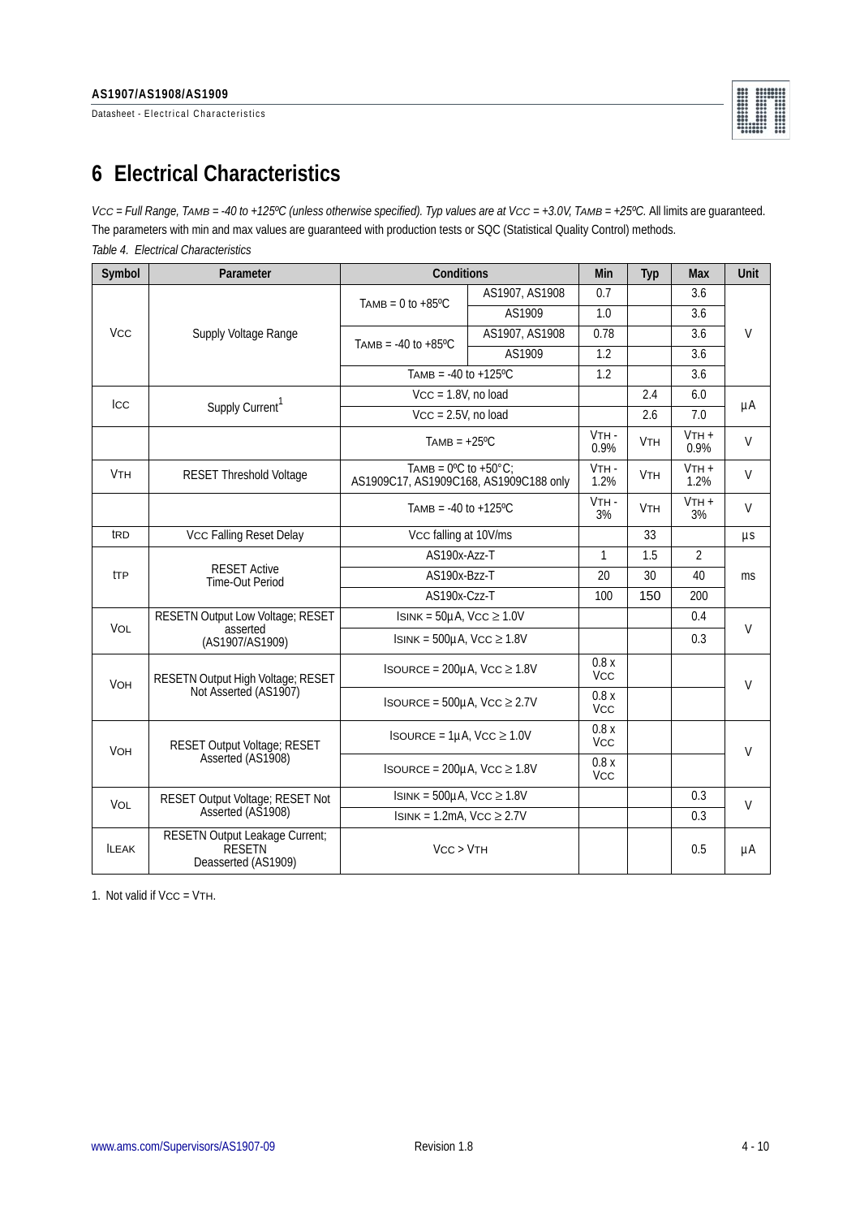# 6 Electrical Characteristics

*$V_{CC}$ = Full Range, $T_{AMB}$ = -40 to +125ºC (unless otherwise specified). Typ values are at $V_{CC}$ = +3.0V, $T_{AMB}$ = +25ºC.* All limits are guaranteed. The parameters with min and max values are guaranteed with production tests or SQC (Statistical Quality Control) methods.

*Table 4. Electrical Characteristics*

| Symbol | Parameter | Conditions | | Min | Typ | Max | Unit |
|---|---|---|---|---|---|---|---|
| $V_{CC}$ | Supply Voltage Range | $T_{AMB}$ = 0 to +85ºC | AS1907, AS1908 | 0.7 | | 3.6 | V |
| | | | AS1909 | 1.0 | | 3.6 | |
| | | $T_{AMB}$ = -40 to +85ºC | AS1907, AS1908 | 0.78 | | 3.6 | |
| | | | AS1909 | 1.2 | | 3.6 | |
| | | $T_{AMB}$ = -40 to +125ºC | | 1.2 | | 3.6 | |
| $I_{CC}$ | Supply Current[1] | $V_{CC}$ = 1.8V, no load | | | 2.4 | 6.0 | µA |
| | | $V_{CC}$ = 2.5V, no load | | | 2.6 | 7.0 | |
| | | $T_{AMB}$ = +25ºC | | $V_{TH}$ - 0.9% | $V_{TH}$ | $V_{TH}$ + 0.9% | V |
| $V_{TH}$ | RESET Threshold Voltage | $T_{AMB}$ = 0ºC to +50°C; AS1909C17, AS1909C168, AS1909C188 only | | $V_{TH}$ - 1.2% | $V_{TH}$ | $V_{TH}$ + 1.2% | V |
| | | $T_{AMB}$ = -40 to +125ºC | | $V_{TH}$ - 3% | $V_{TH}$ | $V_{TH}$ + 3% | V |
| $t_{RD}$ | $V_{CC}$ Falling Reset Delay | $V_{CC}$ falling at 10V/ms | | | 33 | | µs |
| $t_{TP}$ | RESET Active Time-Out Period | AS190x-Azz-T | | 1 | 1.5 | 2 | ms |
| | | AS190x-Bzz-T | | 20 | 30 | 40 | |
| | | AS190x-Czz-T | | 100 | 150 | 200 | |
| $V_{OL}$ | RESETN Output Low Voltage; RESET asserted (AS1907/AS1909) | $I_{SINK}$ = 50µA, $V_{CC}$ ≥ 1.0V | | | | 0.4 | V |
| | | $I_{SINK}$ = 500µA, $V_{CC}$ ≥ 1.8V | | | | 0.3 | |
| $V_{OH}$ | RESETN Output High Voltage; RESET Not Asserted (AS1907) | $I_{SOURCE}$ = 200µA, $V_{CC}$ ≥ 1.8V | | 0.8 x $V_{CC}$ | | | V |
| | | $I_{SOURCE}$ = 500µA, $V_{CC}$ ≥ 2.7V | | 0.8 x $V_{CC}$ | | | |
| $V_{OH}$ | RESET Output Voltage; RESET Asserted (AS1908) | $I_{SOURCE}$ = 1µA, $V_{CC}$ ≥ 1.0V | | 0.8 x $V_{CC}$ | | | V |
| | | $I_{SOURCE}$ = 200µA, $V_{CC}$ ≥ 1.8V | | 0.8 x $V_{CC}$ | | | |
| $V_{OL}$ | RESET Output Voltage; RESET Not Asserted (AS1908) | $I_{SINK}$ = 500µA, $V_{CC}$ ≥ 1.8V | | | | 0.3 | V |
| | | $I_{SINK}$ = 1.2mA, $V_{CC}$ ≥ 2.7V | | | | 0.3 | |
| $I_{LEAK}$ | RESETN Output Leakage Current; RESETN Deasserted (AS1909) | $V_{CC}$ > $V_{TH}$ | | | | 0.5 | µA |

1. Not valid if $V_{CC}$ = $V_{TH}$.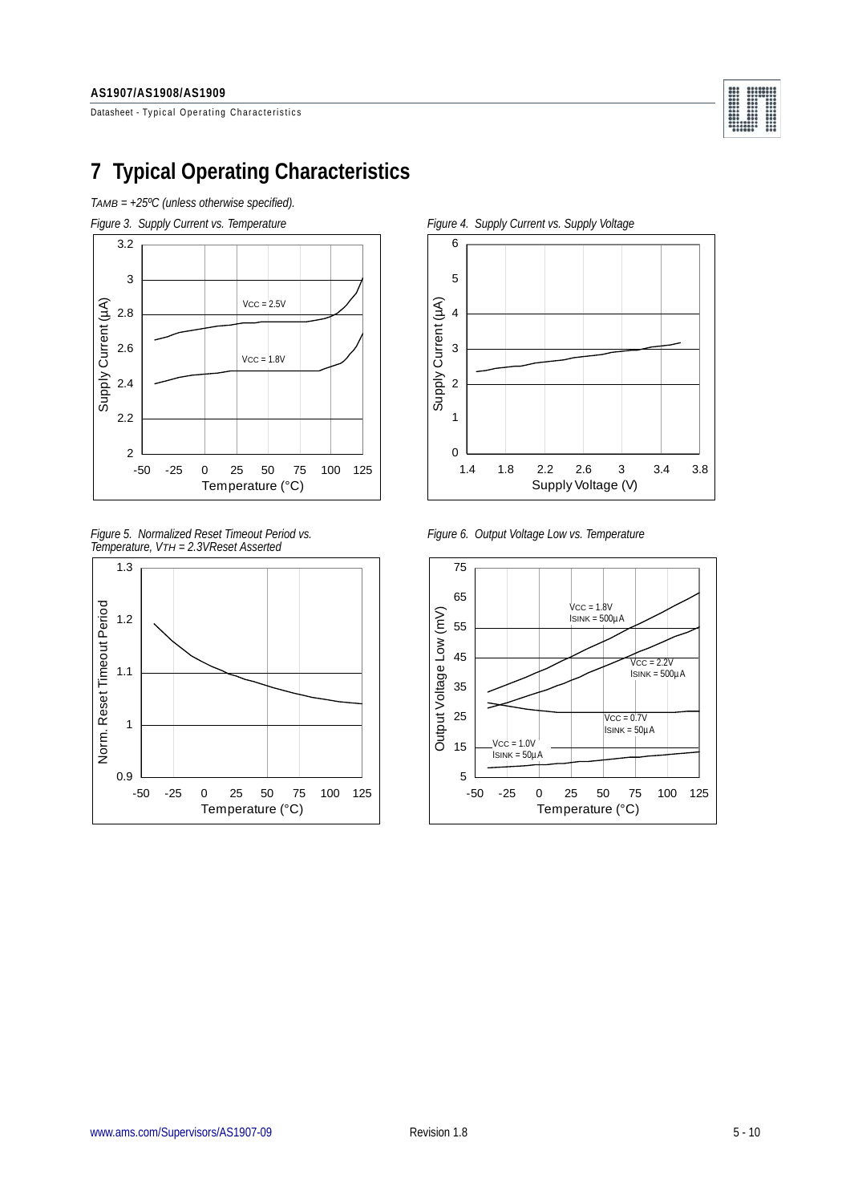# 7 Typical Operating Characteristics

*$T_{AMB}$ = +25ºC (unless otherwise specified).*

*Figure 3. Supply Current vs. Temperature*

*Figure 4. Supply Current vs. Supply Voltage*

*Figure 5. Normalized Reset Timeout Period vs. Temperature, $V_{TH}$ = 2.3VReset Asserted*

*Figure 6. Output Voltage Low vs. Temperature*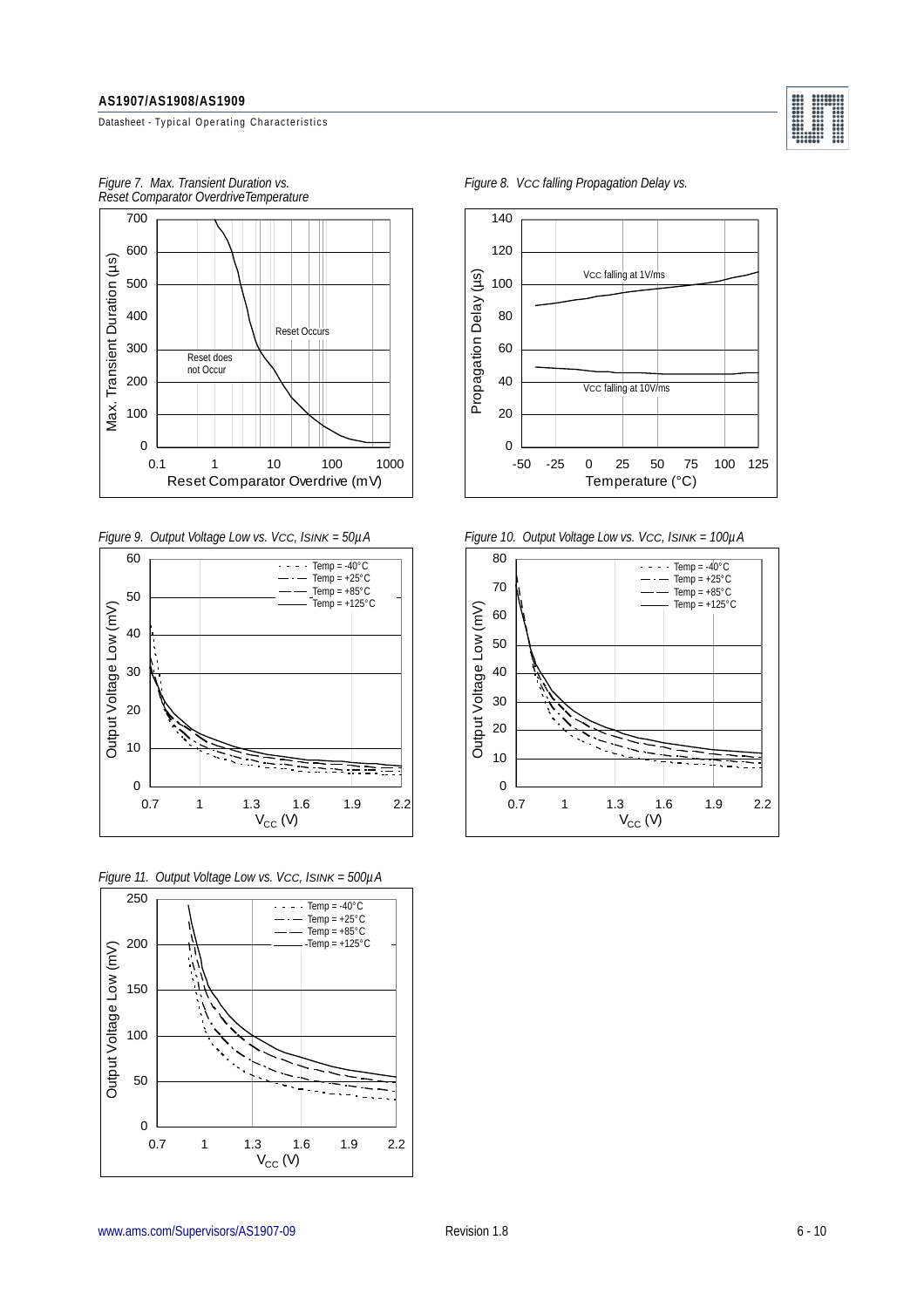Figure 7. Max. Transient Duration vs. Reset Comparator Overdrive Temperature

Figure 8. $V_{CC}$ falling Propagation Delay vs.

Figure 9. Output Voltage Low vs. $V_{CC}$, $I_{SINK}$ = 50µA

Figure 10. Output Voltage Low vs. $V_{CC}$, $I_{SINK}$ = 100µA

Figure 11. Output Voltage Low vs. $V_{CC}$, $I_{SINK}$ = 500µA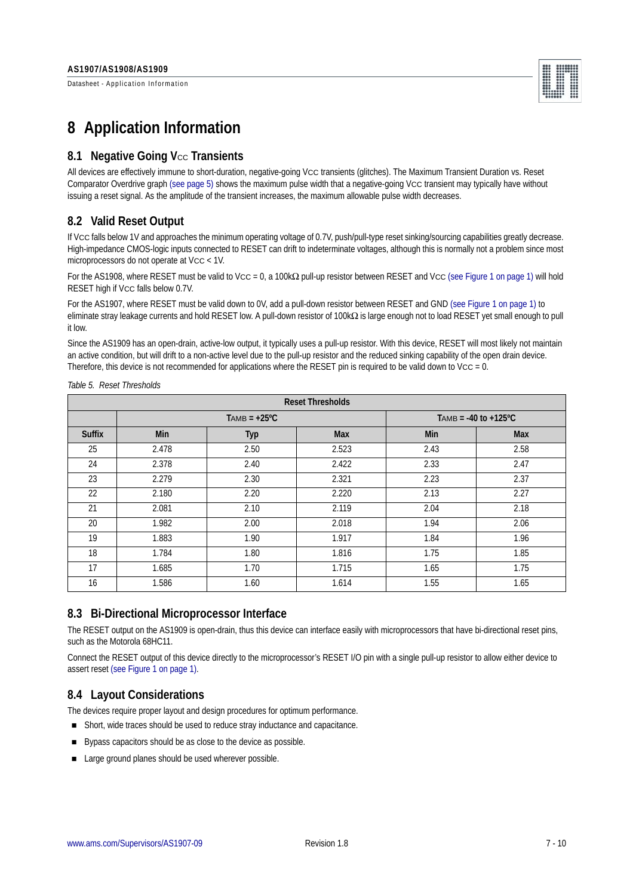# 8 Application Information

## 8.1 Negative Going $V_{CC}$ Transients

All devices are effectively immune to short-duration, negative-going VCC transients (glitches). The Maximum Transient Duration vs. Reset Comparator Overdrive graph (see page 5) shows the maximum pulse width that a negative-going VCC transient may typically have without issuing a reset signal. As the amplitude of the transient increases, the maximum allowable pulse width decreases.

## 8.2 Valid Reset Output

If VCC falls below 1V and approaches the minimum operating voltage of 0.7V, push/pull-type reset sinking/sourcing capabilities greatly decrease. High-impedance CMOS-logic inputs connected to RESET can drift to indeterminate voltages, although this is normally not a problem since most microprocessors do not operate at VCC < 1V.

For the AS1908, where RESET must be valid to VCC = 0, a 100kΩ pull-up resistor between RESET and VCC (see Figure 1 on page 1) will hold RESET high if VCC falls below 0.7V.

For the AS1907, where RESET must be valid down to 0V, add a pull-down resistor between RESET and GND (see Figure 1 on page 1) to eliminate stray leakage currents and hold RESET low. A pull-down resistor of 100kΩ is large enough not to load RESET yet small enough to pull it low.

Since the AS1909 has an open-drain, active-low output, it typically uses a pull-up resistor. With this device, RESET will most likely not maintain an active condition, but will drift to a non-active level due to the pull-up resistor and the reduced sinking capability of the open drain device. Therefore, this device is not recommended for applications where the RESET pin is required to be valid down to VCC = 0.

*Table 5. Reset Thresholds*

| Reset Thresholds | | | | | |
|---|---|---|---|---|---|
| | $T_{AMB}$ = +25ºC | | | $T_{AMB}$ = -40 to +125ºC | |
| **Suffix** | **Min** | **Typ** | **Max** | **Min** | **Max** |
| 25 | 2.478 | 2.50 | 2.523 | 2.43 | 2.58 |
| 24 | 2.378 | 2.40 | 2.422 | 2.33 | 2.47 |
| 23 | 2.279 | 2.30 | 2.321 | 2.23 | 2.37 |
| 22 | 2.180 | 2.20 | 2.220 | 2.13 | 2.27 |
| 21 | 2.081 | 2.10 | 2.119 | 2.04 | 2.18 |
| 20 | 1.982 | 2.00 | 2.018 | 1.94 | 2.06 |
| 19 | 1.883 | 1.90 | 1.917 | 1.84 | 1.96 |
| 18 | 1.784 | 1.80 | 1.816 | 1.75 | 1.85 |
| 17 | 1.685 | 1.70 | 1.715 | 1.65 | 1.75 |
| 16 | 1.586 | 1.60 | 1.614 | 1.55 | 1.65 |

## 8.3 Bi-Directional Microprocessor Interface

The RESET output on the AS1909 is open-drain, thus this device can interface easily with microprocessors that have bi-directional reset pins, such as the Motorola 68HC11.

Connect the RESET output of this device directly to the microprocessor's RESET I/O pin with a single pull-up resistor to allow either device to assert reset (see Figure 1 on page 1).

## 8.4 Layout Considerations

The devices require proper layout and design procedures for optimum performance.

- Short, wide traces should be used to reduce stray inductance and capacitance.
- Bypass capacitors should be as close to the device as possible.
- Large ground planes should be used wherever possible.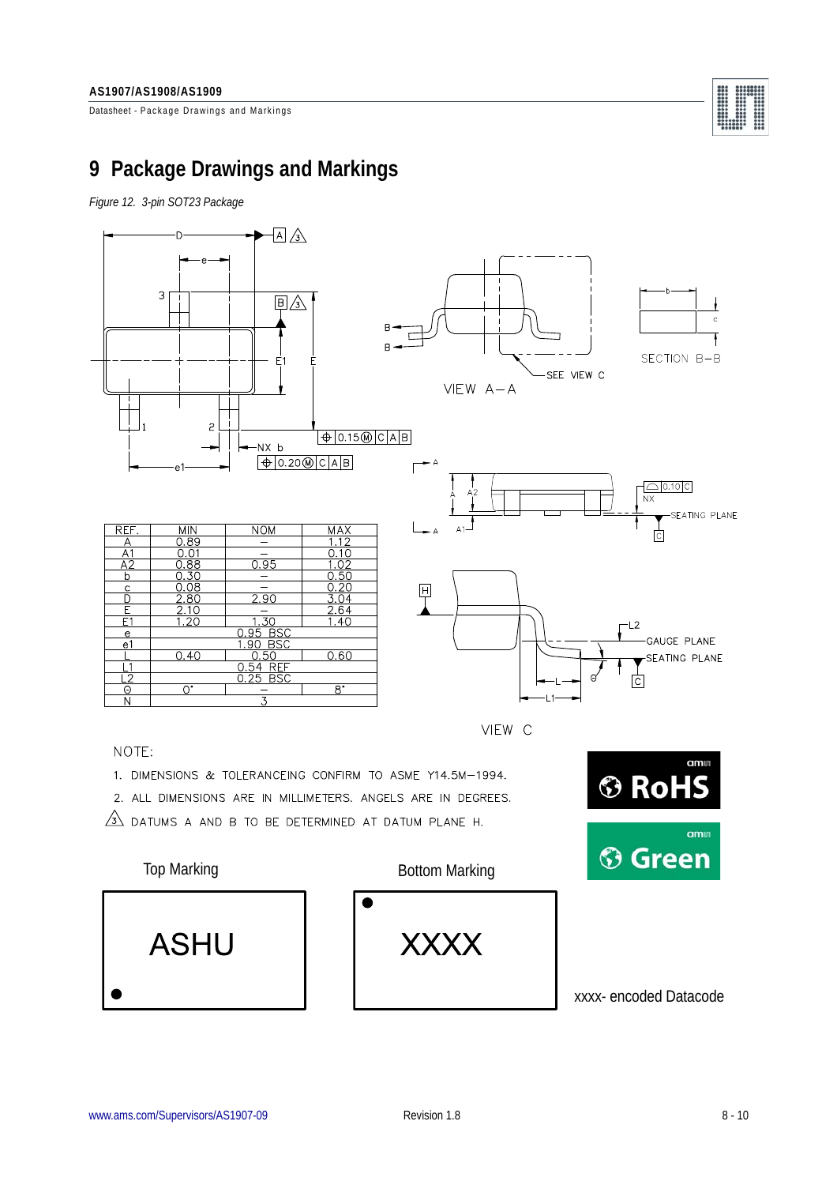# 9 Package Drawings and Markings

*Figure 12. 3-pin SOT23 Package*

| REF. | MIN | NOM | MAX |
|---|---|---|---|
| A | 0.89 | – | 1.12 |
| A1 | 0.01 | – | 0.10 |
| A2 | 0.88 | 0.95 | 1.02 |
| b | 0.30 | – | 0.50 |
| c | 0.08 | – | 0.20 |
| D | 2.80 | 2.90 | 3.04 |
| E | 2.10 | – | 2.64 |
| E1 | 1.20 | 1.30 | 1.40 |
| e | 0.95 BSC | | |
| e1 | 1.90 BSC | | |
| L | 0.40 | 0.50 | 0.60 |
| L1 | 0.54 REF | | |
| L2 | 0.25 BSC | | |
| Θ | 0° | – | 8° |
| N | 3 | | |

NOTE:

1. DIMENSIONS & TOLERANCEING CONFIRM TO ASME Y14.5M–1994.
2. ALL DIMENSIONS ARE IN MILLIMETERS. ANGELS ARE IN DEGREES.
3. DATUMS A AND B TO BE DETERMINED AT DATUM PLANE H.

Top Marking: ASHU

Bottom Marking: XXXX

xxxx- encoded Datacode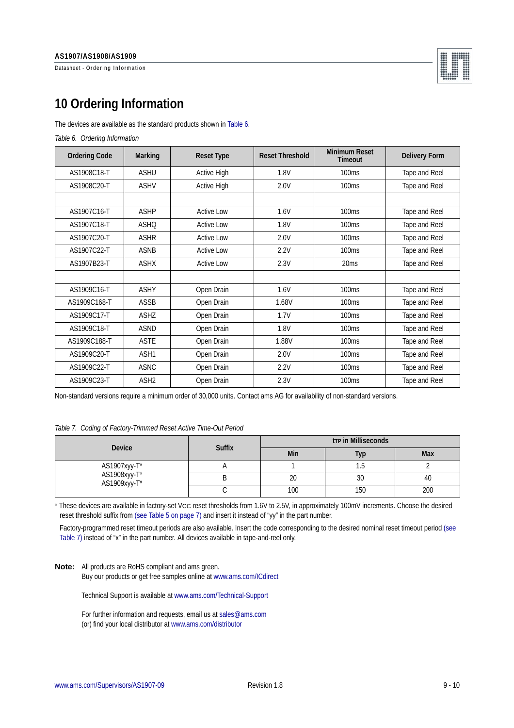# 10 Ordering Information

The devices are available as the standard products shown in Table 6.

*Table 6. Ordering Information*

| Ordering Code | Marking | Reset Type | Reset Threshold | Minimum Reset Timeout | Delivery Form |
|---|---|---|---|---|---|
| AS1908C18-T | ASHU | Active High | 1.8V | 100ms | Tape and Reel |
| AS1908C20-T | ASHV | Active High | 2.0V | 100ms | Tape and Reel |
| | | | | | |
| AS1907C16-T | ASHP | Active Low | 1.6V | 100ms | Tape and Reel |
| AS1907C18-T | ASHQ | Active Low | 1.8V | 100ms | Tape and Reel |
| AS1907C20-T | ASHR | Active Low | 2.0V | 100ms | Tape and Reel |
| AS1907C22-T | ASNB | Active Low | 2.2V | 100ms | Tape and Reel |
| AS1907B23-T | ASHX | Active Low | 2.3V | 20ms | Tape and Reel |
| | | | | | |
| AS1909C16-T | ASHY | Open Drain | 1.6V | 100ms | Tape and Reel |
| AS1909C168-T | ASSB | Open Drain | 1.68V | 100ms | Tape and Reel |
| AS1909C17-T | ASHZ | Open Drain | 1.7V | 100ms | Tape and Reel |
| AS1909C18-T | ASND | Open Drain | 1.8V | 100ms | Tape and Reel |
| AS1909C188-T | ASTE | Open Drain | 1.88V | 100ms | Tape and Reel |
| AS1909C20-T | ASH1 | Open Drain | 2.0V | 100ms | Tape and Reel |
| AS1909C22-T | ASNC | Open Drain | 2.2V | 100ms | Tape and Reel |
| AS1909C23-T | ASH2 | Open Drain | 2.3V | 100ms | Tape and Reel |

Non-standard versions require a minimum order of 30,000 units. Contact ams AG for availability of non-standard versions.

*Table 7. Coding of Factory-Trimmed Reset Active Time-Out Period*

| Device | Suffix | $t_{TP}$ in Milliseconds | | |
|---|---|---|---|---|
| | | Min | Typ | Max |
| AS1907xyy-T* AS1908xyy-T* AS1909xyy-T* | A | 1 | 1.5 | 2 |
| | B | 20 | 30 | 40 |
| | C | 100 | 150 | 200 |

* These devices are available in factory-set $V_{CC}$ reset thresholds from 1.6V to 2.5V, in approximately 100mV increments. Choose the desired reset threshold suffix from (see Table 5 on page 7) and insert it instead of "yy" in the part number.

Factory-programmed reset timeout periods are also available. Insert the code corresponding to the desired nominal reset timeout period (see Table 7) instead of "x" in the part number. All devices available in tape-and-reel only.

**Note:** All products are RoHS compliant and ams green.
Buy our products or get free samples online at www.ams.com/ICdirect

Technical Support is available at www.ams.com/Technical-Support

For further information and requests, email us at sales@ams.com
(or) find your local distributor at www.ams.com/distributor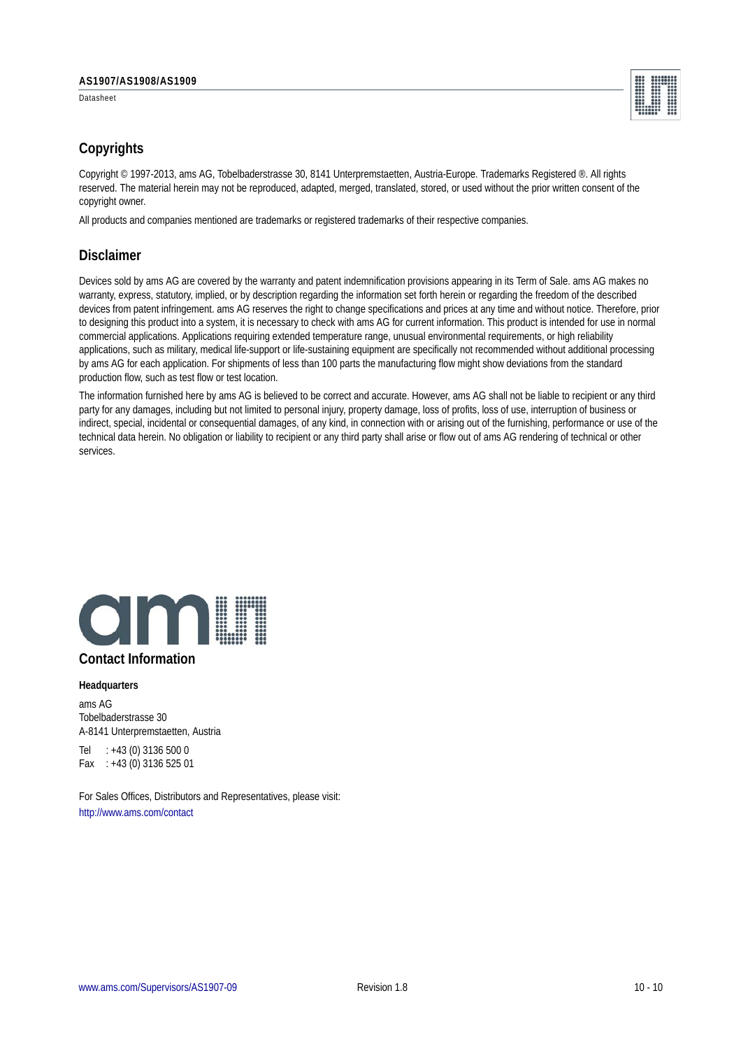## Copyrights

Copyright © 1997-2013, ams AG, Tobelbaderstrasse 30, 8141 Unterpremstaetten, Austria-Europe. Trademarks Registered ®. All rights reserved. The material herein may not be reproduced, adapted, merged, translated, stored, or used without the prior written consent of the copyright owner.

All products and companies mentioned are trademarks or registered trademarks of their respective companies.

## Disclaimer

Devices sold by ams AG are covered by the warranty and patent indemnification provisions appearing in its Term of Sale. ams AG makes no warranty, express, statutory, implied, or by description regarding the information set forth herein or regarding the freedom of the described devices from patent infringement. ams AG reserves the right to change specifications and prices at any time and without notice. Therefore, prior to designing this product into a system, it is necessary to check with ams AG for current information. This product is intended for use in normal commercial applications. Applications requiring extended temperature range, unusual environmental requirements, or high reliability applications, such as military, medical life-support or life-sustaining equipment are specifically not recommended without additional processing by ams AG for each application. For shipments of less than 100 parts the manufacturing flow might show deviations from the standard production flow, such as test flow or test location.

The information furnished here by ams AG is believed to be correct and accurate. However, ams AG shall not be liable to recipient or any third party for any damages, including but not limited to personal injury, property damage, loss of profits, loss of use, interruption of business or indirect, special, incidental or consequential damages, of any kind, in connection with or arising out of the furnishing, performance or use of the technical data herein. No obligation or liability to recipient or any third party shall arise or flow out of ams AG rendering of technical or other services.

## Contact Information

**Headquarters**

ams AG
Tobelbaderstrasse 30
A-8141 Unterpremstaetten, Austria

Tel : +43 (0) 3136 500 0
Fax : +43 (0) 3136 525 01

For Sales Offices, Distributors and Representatives, please visit:
http://www.ams.com/contact